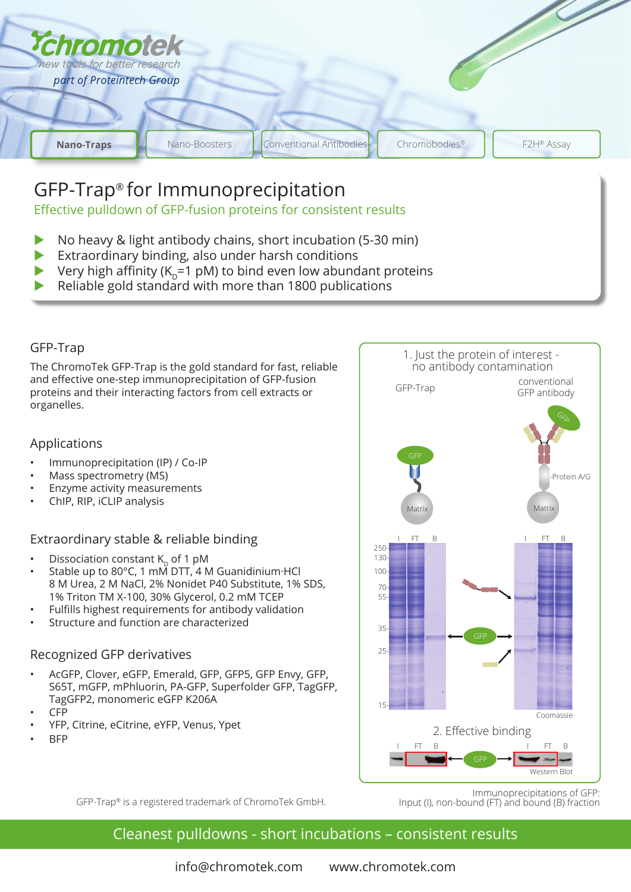Chromotek
new tools for better research
part of Proteintech Group

Nano-Traps | Nano-Boosters | Conventional Antibodies | Chromobodies® | F2H® Assay

# GFP-Trap® for Immunoprecipitation

Effective pulldown of GFP-fusion proteins for consistent results

- No heavy & light antibody chains, short incubation (5-30 min)
- Extraordinary binding, also under harsh conditions
- Very high affinity ($K_D$=1 pM) to bind even low abundant proteins
- Reliable gold standard with more than 1800 publications

## GFP-Trap

The ChromoTek GFP-Trap is the gold standard for fast, reliable and effective one-step immunoprecipitation of GFP-fusion proteins and their interacting factors from cell extracts or organelles.

## Applications

- Immunoprecipitation (IP) / Co-IP
- Mass spectrometry (MS)
- Enzyme activity measurements
- ChIP, RIP, iCLIP analysis

## Extraordinary stable & reliable binding

- Dissociation constant $K_D$ of 1 pM
- Stable up to 80°C, 1 mM DTT, 4 M Guanidinium·HCl 8 M Urea, 2 M NaCl, 2% Nonidet P40 Substitute, 1% SDS, 1% Triton TM X-100, 30% Glycerol, 0.2 mM TCEP
- Fulfills highest requirements for antibody validation
- Structure and function are characterized

## Recognized GFP derivatives

- AcGFP, Clover, eGFP, Emerald, GFP, GFP5, GFP Envy, GFP, S65T, mGFP, mPhluorin, PA-GFP, Superfolder GFP, TagGFP, TagGFP2, monomeric eGFP K206A
- CFP
- YFP, Citrine, eCitrine, eYFP, Venus, Ypet
- BFP

1. Just the protein of interest - no antibody contamination

GFP-Trap | conventional GFP antibody

GFP | Protein A/G | Matrix

I FT B | I FT B

250, 130, 100, 70, 55, 35, 25, 15

Coomassie

2. Effective binding

I FT B | I FT B

Western Blot

Immunoprecipitations of GFP: Input (I), non-bound (FT) and bound (B) fraction

GFP-Trap® is a registered trademark of ChromoTek GmbH.

Cleanest pulldowns - short incubations – consistent results

info@chromotek.com    www.chromotek.com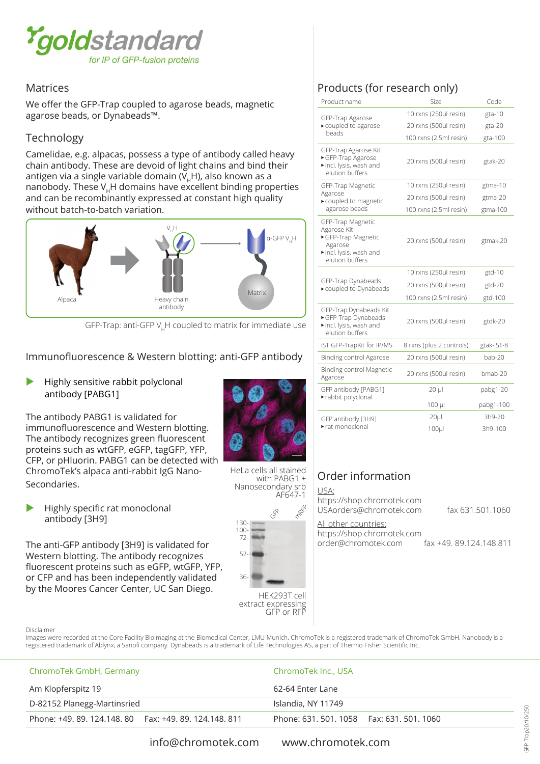# goldstandard
*for IP of GFP-fusion proteins*

## Matrices

We offer the GFP-Trap coupled to agarose beads, magnetic agarose beads, or Dynabeads™.

## Technology

Camelidae, e.g. alpacas, possess a type of antibody called heavy chain antibody. These are devoid of light chains and bind their antigen via a single variable domain ($V_HH$), also known as a nanobody. These $V_HH$ domains have excellent binding properties and can be recombinantly expressed at constant high quality without batch-to-batch variation.

Alpaca

Heavy chain antibody

$V_HH$

α-GFP $V_HH$

Matrix

GFP-Trap: anti-GFP $V_HH$ coupled to matrix for immediate use

## Immunofluorescence & Western blotting: anti-GFP antibody

- Highly sensitive rabbit polyclonal antibody [PABG1]

The antibody PABG1 is validated for immunofluorescence and Western blotting. The antibody recognizes green fluorescent proteins such as wtGFP, eGFP, tagGFP, YFP, CFP, or pHluorin. PABG1 can be detected with ChromoTek's alpaca anti-rabbit IgG Nano-Secondaries.

HeLa cells all stained with PABG1 + Nanosecondary srb AF647-1

- Highly specific rat monoclonal antibody [3H9]

The anti-GFP antibody [3H9] is validated for Western blotting. The antibody recognizes fluorescent proteins such as eGFP, wtGFP, YFP, or CFP and has been independently validated by the Moores Cancer Center, UC San Diego.

GFP
mRFP
130-
100-
72-
52-
36-

HEK293T cell extract expressing GFP or RFP

## Products (for research only)

| Product name | Size | Code |
|---|---|---|
| GFP-Trap Agarose ▸coupled to agarose beads | 10 rxns (250µl resin) | gta-10 |
| | 20 rxns (500µl resin) | gta-20 |
| | 100 rxns (2.5ml resin) | gta-100 |
| GFP-Trap Agarose Kit ▸GFP-Trap Agarose ▸incl. lysis, wash and elution buffers | 20 rxns (500µl resin) | gtak-20 |
| GFP-Trap Magnetic Agarose ▸coupled to magnetic agarose beads | 10 rxns (250µl resin) | gtma-10 |
| | 20 rxns (500µl resin) | gtma-20 |
| | 100 rxns (2.5ml resin) | gtma-100 |
| GFP-Trap Magnetic Agarose Kit ▸GFP-Trap Magnetic Agarose ▸incl. lysis, wash and elution buffers | 20 rxns (500µl resin) | gtmak-20 |
| GFP-Trap Dynabeads ▸coupled to Dynabeads | 10 rxns (250µl resin) | gtd-10 |
| | 20 rxns (500µl resin) | gtd-20 |
| | 100 rxns (2.5ml resin) | gtd-100 |
| GFP-Trap Dynabeads Kit ▸GFP-Trap Dynabeads ▸incl. lysis, wash and elution buffers | 20 rxns (500µl resin) | gtdk-20 |
| iST GFP-TrapKit for IP/MS | 8 rxns (plus 2 controls) | gtak-iST-8 |
| Binding control Agarose | 20 rxns (500µl resin) | bab-20 |
| Binding control Magnetic Agarose | 20 rxns (500µl resin) | bmab-20 |
| GFP antibody [PABG1] ▸rabbit polyclonal | 20 µl | pabg1-20 |
| | 100 µl | pabg1-100 |
| GFP antibody [3H9] ▸rat monoclonal | 20µl | 3h9-20 |
| | 100µl | 3h9-100 |

## Order information

USA:
https://shop.chromotek.com
USAorders@chromotek.com fax 631.501.1060

All other countries:
https://shop.chromotek.com
order@chromotek.com fax +49. 89.124.148.811

Disclaimer
Images were recorded at the Core Facility Bioimaging at the Biomedical Center, LMU Munich. ChromoTek is a registered trademark of ChromoTek GmbH. Nanobody is a registered trademark of Ablynx, a Sanofi company. Dynabeads is a trademark of Life Technologies AS, a part of Thermo Fisher Scientific Inc.

| ChromoTek GmbH, Germany | ChromoTek Inc., USA |
|---|---|
| Am Klopferspitz 19 | 62-64 Enter Lane |
| D-82152 Planegg-Martinsried | Islandia, NY 11749 |
| Phone: +49. 89. 124.148. 80 Fax: +49. 89. 124.148. 811 | Phone: 631. 501. 1058 Fax: 631. 501. 1060 |

info@chromotek.com www.chromotek.com

GFP-Trap20/10/250